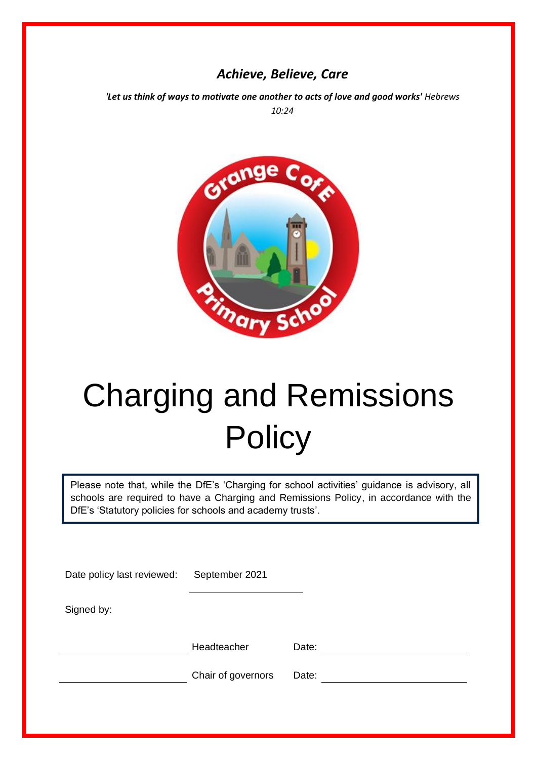***Achieve, Believe, Care***

***'Let us think of ways to motivate one another to acts of love and good works'*** *Hebrews 10:24*

# Charging and Remissions Policy

Please note that, while the DfE's 'Charging for school activities' guidance is advisory, all schools are required to have a Charging and Remissions Policy, in accordance with the DfE's 'Statutory policies for schools and academy trusts'.

Date policy last reviewed: September 2021

Signed by:

| | | | |
|---|---|---|---|
| ______________________ | Headteacher | Date: | ______________________ |
| ______________________ | Chair of governors | Date: | ______________________ |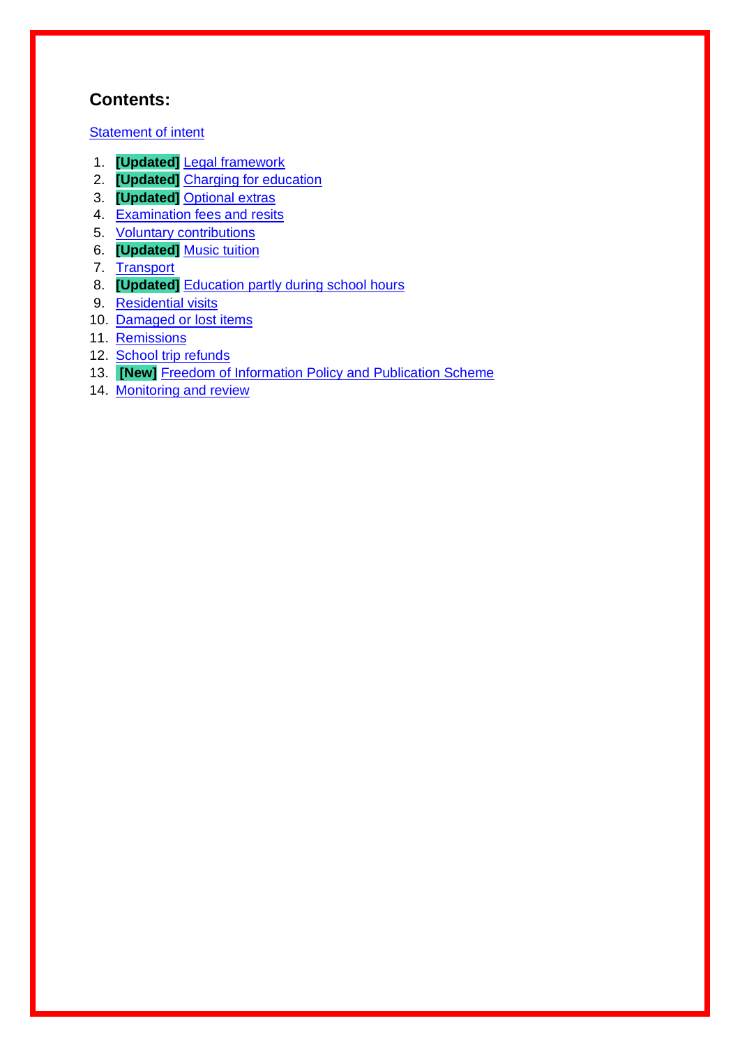**Contents:**

Statement of intent

1. **[Updated]** Legal framework
2. **[Updated]** Charging for education
3. **[Updated]** Optional extras
4. Examination fees and resits
5. Voluntary contributions
6. **[Updated]** Music tuition
7. Transport
8. **[Updated]** Education partly during school hours
9. Residential visits
10. Damaged or lost items
11. Remissions
12. School trip refunds
13. **[New]** Freedom of Information Policy and Publication Scheme
14. Monitoring and review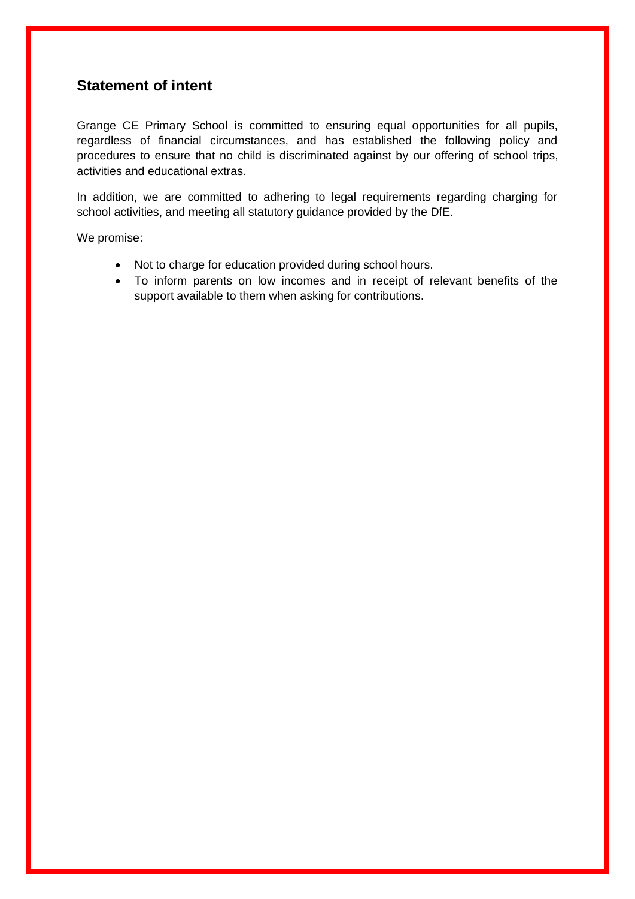## Statement of intent

Grange CE Primary School is committed to ensuring equal opportunities for all pupils, regardless of financial circumstances, and has established the following policy and procedures to ensure that no child is discriminated against by our offering of school trips, activities and educational extras.

In addition, we are committed to adhering to legal requirements regarding charging for school activities, and meeting all statutory guidance provided by the DfE.

We promise:

- Not to charge for education provided during school hours.
- To inform parents on low incomes and in receipt of relevant benefits of the support available to them when asking for contributions.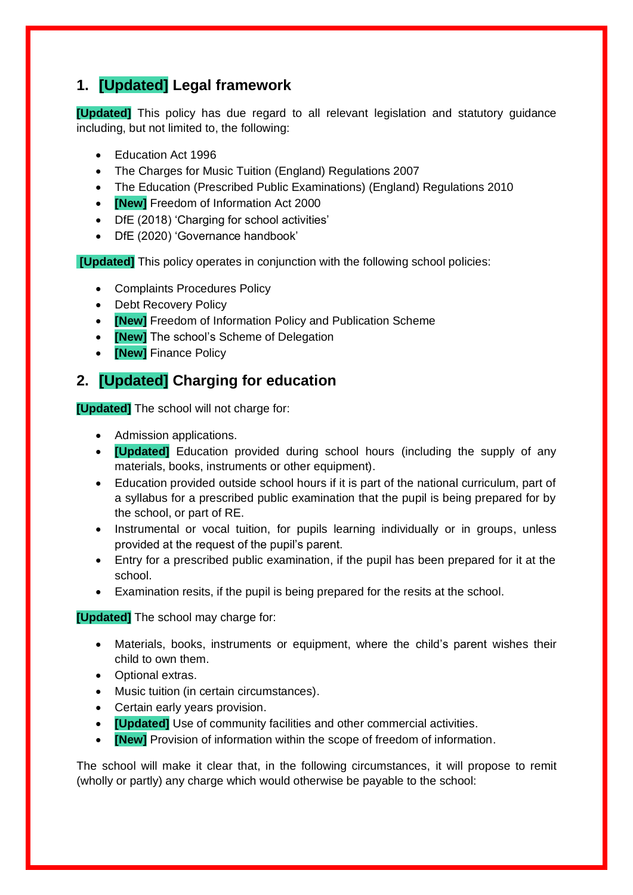## 1. [Updated] Legal framework

**[Updated]** This policy has due regard to all relevant legislation and statutory guidance including, but not limited to, the following:

- Education Act 1996
- The Charges for Music Tuition (England) Regulations 2007
- The Education (Prescribed Public Examinations) (England) Regulations 2010
- **[New]** Freedom of Information Act 2000
- DfE (2018) 'Charging for school activities'
- DfE (2020) 'Governance handbook'

**[Updated]** This policy operates in conjunction with the following school policies:

- Complaints Procedures Policy
- Debt Recovery Policy
- **[New]** Freedom of Information Policy and Publication Scheme
- **[New]** The school's Scheme of Delegation
- **[New]** Finance Policy

## 2. [Updated] Charging for education

**[Updated]** The school will not charge for:

- Admission applications.
- **[Updated]** Education provided during school hours (including the supply of any materials, books, instruments or other equipment).
- Education provided outside school hours if it is part of the national curriculum, part of a syllabus for a prescribed public examination that the pupil is being prepared for by the school, or part of RE.
- Instrumental or vocal tuition, for pupils learning individually or in groups, unless provided at the request of the pupil's parent.
- Entry for a prescribed public examination, if the pupil has been prepared for it at the school.
- Examination resits, if the pupil is being prepared for the resits at the school.

**[Updated]** The school may charge for:

- Materials, books, instruments or equipment, where the child's parent wishes their child to own them.
- Optional extras.
- Music tuition (in certain circumstances).
- Certain early years provision.
- **[Updated]** Use of community facilities and other commercial activities.
- **[New]** Provision of information within the scope of freedom of information.

The school will make it clear that, in the following circumstances, it will propose to remit (wholly or partly) any charge which would otherwise be payable to the school: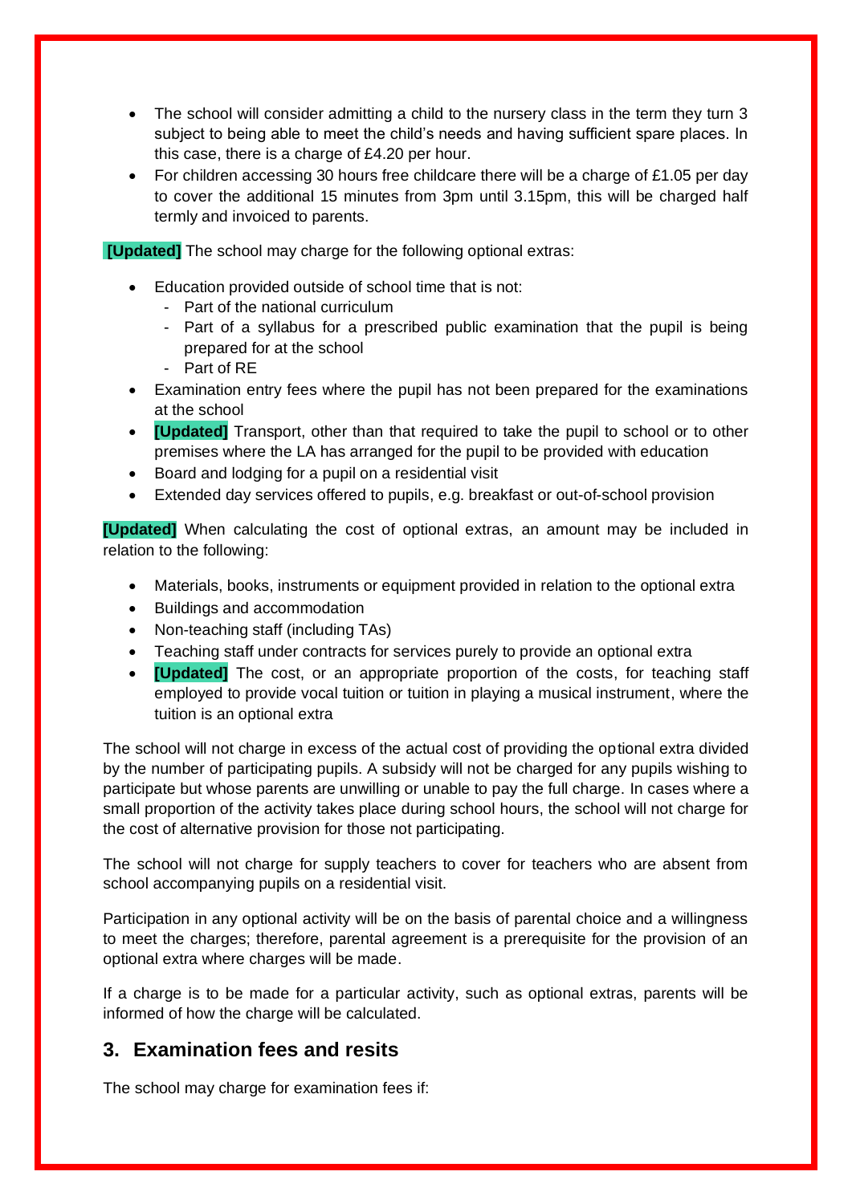- The school will consider admitting a child to the nursery class in the term they turn 3 subject to being able to meet the child's needs and having sufficient spare places. In this case, there is a charge of £4.20 per hour.
- For children accessing 30 hours free childcare there will be a charge of £1.05 per day to cover the additional 15 minutes from 3pm until 3.15pm, this will be charged half termly and invoiced to parents.

**[Updated]** The school may charge for the following optional extras:

- Education provided outside of school time that is not:
  - Part of the national curriculum
  - Part of a syllabus for a prescribed public examination that the pupil is being prepared for at the school
  - Part of RE
- Examination entry fees where the pupil has not been prepared for the examinations at the school
- **[Updated]** Transport, other than that required to take the pupil to school or to other premises where the LA has arranged for the pupil to be provided with education
- Board and lodging for a pupil on a residential visit
- Extended day services offered to pupils, e.g. breakfast or out-of-school provision

**[Updated]** When calculating the cost of optional extras, an amount may be included in relation to the following:

- Materials, books, instruments or equipment provided in relation to the optional extra
- Buildings and accommodation
- Non-teaching staff (including TAs)
- Teaching staff under contracts for services purely to provide an optional extra
- **[Updated]** The cost, or an appropriate proportion of the costs, for teaching staff employed to provide vocal tuition or tuition in playing a musical instrument, where the tuition is an optional extra

The school will not charge in excess of the actual cost of providing the optional extra divided by the number of participating pupils. A subsidy will not be charged for any pupils wishing to participate but whose parents are unwilling or unable to pay the full charge. In cases where a small proportion of the activity takes place during school hours, the school will not charge for the cost of alternative provision for those not participating.

The school will not charge for supply teachers to cover for teachers who are absent from school accompanying pupils on a residential visit.

Participation in any optional activity will be on the basis of parental choice and a willingness to meet the charges; therefore, parental agreement is a prerequisite for the provision of an optional extra where charges will be made.

If a charge is to be made for a particular activity, such as optional extras, parents will be informed of how the charge will be calculated.

## 3. Examination fees and resits

The school may charge for examination fees if: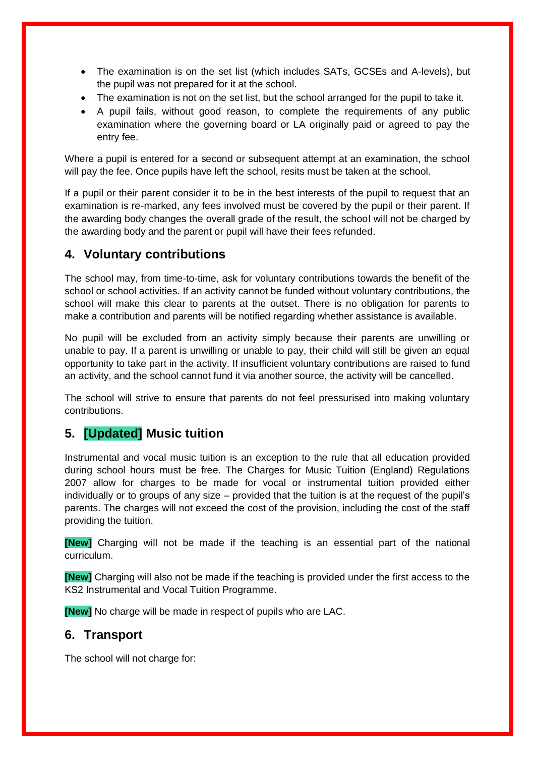- The examination is on the set list (which includes SATs, GCSEs and A-levels), but the pupil was not prepared for it at the school.
- The examination is not on the set list, but the school arranged for the pupil to take it.
- A pupil fails, without good reason, to complete the requirements of any public examination where the governing board or LA originally paid or agreed to pay the entry fee.

Where a pupil is entered for a second or subsequent attempt at an examination, the school will pay the fee. Once pupils have left the school, resits must be taken at the school.

If a pupil or their parent consider it to be in the best interests of the pupil to request that an examination is re-marked, any fees involved must be covered by the pupil or their parent. If the awarding body changes the overall grade of the result, the school will not be charged by the awarding body and the parent or pupil will have their fees refunded.

## 4. Voluntary contributions

The school may, from time-to-time, ask for voluntary contributions towards the benefit of the school or school activities. If an activity cannot be funded without voluntary contributions, the school will make this clear to parents at the outset. There is no obligation for parents to make a contribution and parents will be notified regarding whether assistance is available.

No pupil will be excluded from an activity simply because their parents are unwilling or unable to pay. If a parent is unwilling or unable to pay, their child will still be given an equal opportunity to take part in the activity. If insufficient voluntary contributions are raised to fund an activity, and the school cannot fund it via another source, the activity will be cancelled.

The school will strive to ensure that parents do not feel pressurised into making voluntary contributions.

## 5. [Updated] Music tuition

Instrumental and vocal music tuition is an exception to the rule that all education provided during school hours must be free. The Charges for Music Tuition (England) Regulations 2007 allow for charges to be made for vocal or instrumental tuition provided either individually or to groups of any size – provided that the tuition is at the request of the pupil's parents. The charges will not exceed the cost of the provision, including the cost of the staff providing the tuition.

**[New]** Charging will not be made if the teaching is an essential part of the national curriculum.

**[New]** Charging will also not be made if the teaching is provided under the first access to the KS2 Instrumental and Vocal Tuition Programme.

**[New]** No charge will be made in respect of pupils who are LAC.

## 6. Transport

The school will not charge for: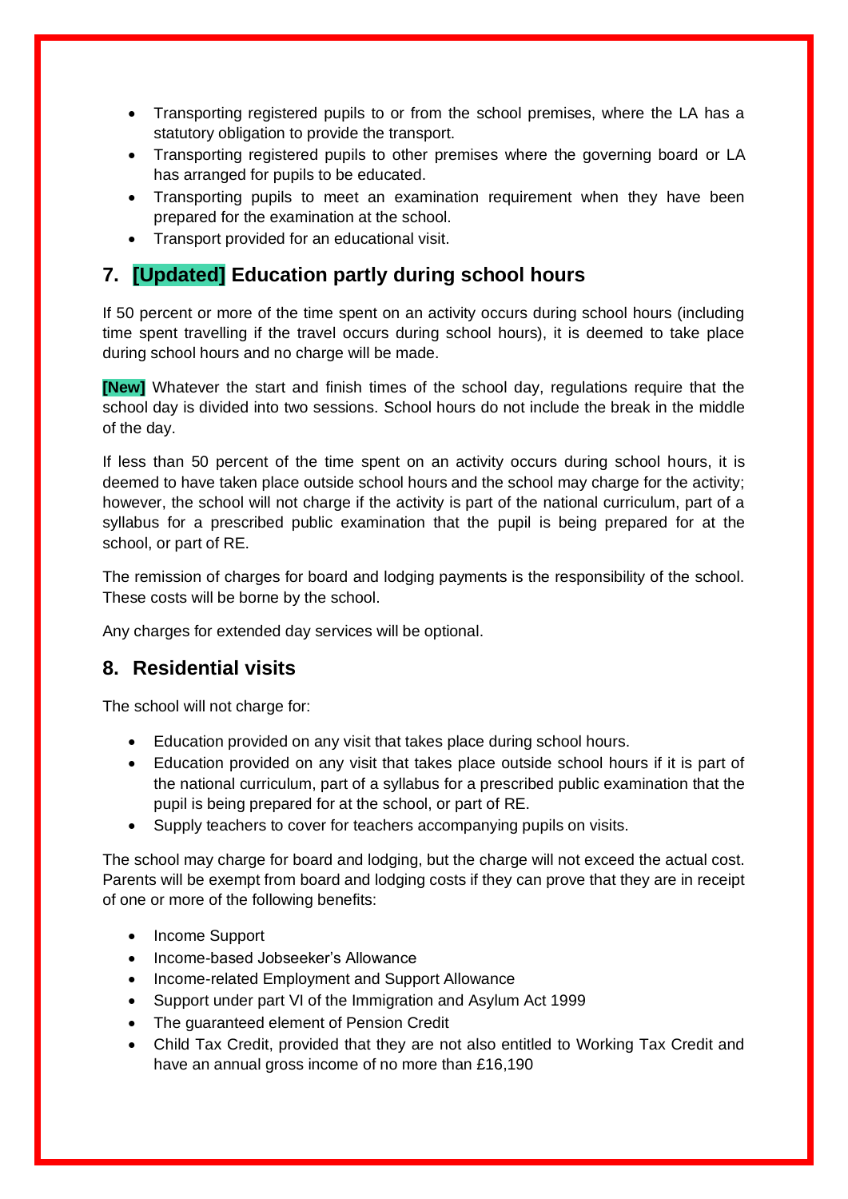- Transporting registered pupils to or from the school premises, where the LA has a statutory obligation to provide the transport.
- Transporting registered pupils to other premises where the governing board or LA has arranged for pupils to be educated.
- Transporting pupils to meet an examination requirement when they have been prepared for the examination at the school.
- Transport provided for an educational visit.

## 7. [Updated] Education partly during school hours

If 50 percent or more of the time spent on an activity occurs during school hours (including time spent travelling if the travel occurs during school hours), it is deemed to take place during school hours and no charge will be made.

**[New]** Whatever the start and finish times of the school day, regulations require that the school day is divided into two sessions. School hours do not include the break in the middle of the day.

If less than 50 percent of the time spent on an activity occurs during school hours, it is deemed to have taken place outside school hours and the school may charge for the activity; however, the school will not charge if the activity is part of the national curriculum, part of a syllabus for a prescribed public examination that the pupil is being prepared for at the school, or part of RE.

The remission of charges for board and lodging payments is the responsibility of the school. These costs will be borne by the school.

Any charges for extended day services will be optional.

## 8. Residential visits

The school will not charge for:

- Education provided on any visit that takes place during school hours.
- Education provided on any visit that takes place outside school hours if it is part of the national curriculum, part of a syllabus for a prescribed public examination that the pupil is being prepared for at the school, or part of RE.
- Supply teachers to cover for teachers accompanying pupils on visits.

The school may charge for board and lodging, but the charge will not exceed the actual cost. Parents will be exempt from board and lodging costs if they can prove that they are in receipt of one or more of the following benefits:

- Income Support
- Income-based Jobseeker's Allowance
- Income-related Employment and Support Allowance
- Support under part VI of the Immigration and Asylum Act 1999
- The guaranteed element of Pension Credit
- Child Tax Credit, provided that they are not also entitled to Working Tax Credit and have an annual gross income of no more than £16,190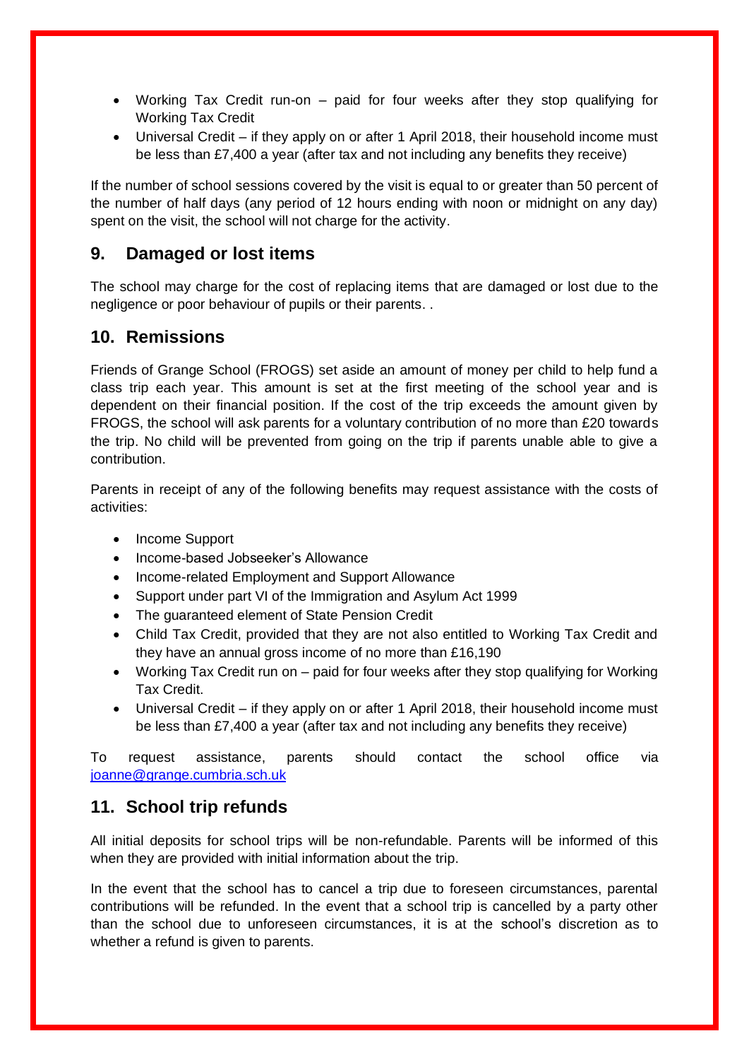- Working Tax Credit run-on – paid for four weeks after they stop qualifying for Working Tax Credit
- Universal Credit – if they apply on or after 1 April 2018, their household income must be less than £7,400 a year (after tax and not including any benefits they receive)

If the number of school sessions covered by the visit is equal to or greater than 50 percent of the number of half days (any period of 12 hours ending with noon or midnight on any day) spent on the visit, the school will not charge for the activity.

## 9. Damaged or lost items

The school may charge for the cost of replacing items that are damaged or lost due to the negligence or poor behaviour of pupils or their parents. .

## 10. Remissions

Friends of Grange School (FROGS) set aside an amount of money per child to help fund a class trip each year. This amount is set at the first meeting of the school year and is dependent on their financial position. If the cost of the trip exceeds the amount given by FROGS, the school will ask parents for a voluntary contribution of no more than £20 towards the trip. No child will be prevented from going on the trip if parents unable able to give a contribution.

Parents in receipt of any of the following benefits may request assistance with the costs of activities:

- Income Support
- Income-based Jobseeker's Allowance
- Income-related Employment and Support Allowance
- Support under part VI of the Immigration and Asylum Act 1999
- The guaranteed element of State Pension Credit
- Child Tax Credit, provided that they are not also entitled to Working Tax Credit and they have an annual gross income of no more than £16,190
- Working Tax Credit run on – paid for four weeks after they stop qualifying for Working Tax Credit.
- Universal Credit – if they apply on or after 1 April 2018, their household income must be less than £7,400 a year (after tax and not including any benefits they receive)

To request assistance, parents should contact the school office via joanne@grange.cumbria.sch.uk

## 11. School trip refunds

All initial deposits for school trips will be non-refundable. Parents will be informed of this when they are provided with initial information about the trip.

In the event that the school has to cancel a trip due to foreseen circumstances, parental contributions will be refunded. In the event that a school trip is cancelled by a party other than the school due to unforeseen circumstances, it is at the school's discretion as to whether a refund is given to parents.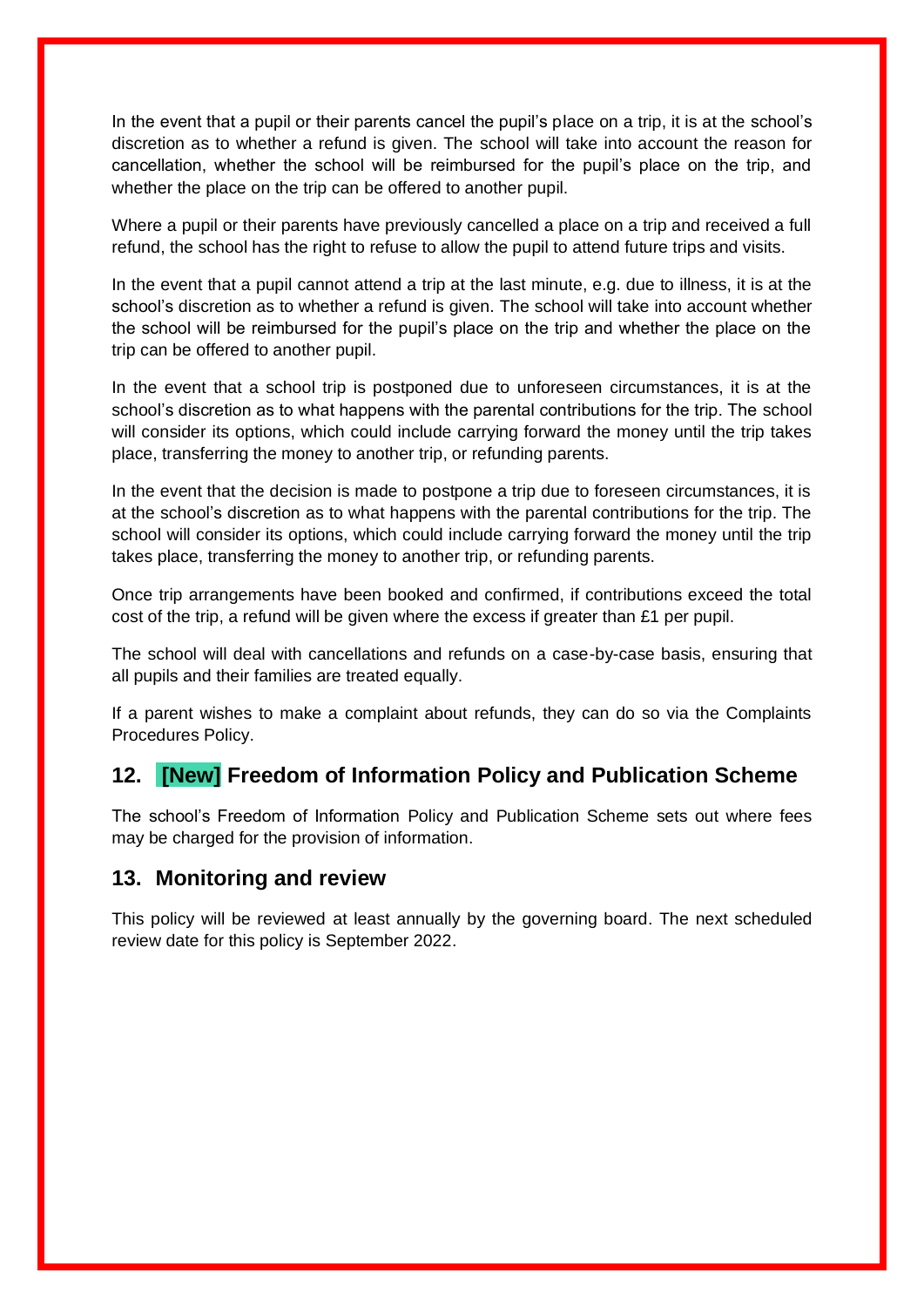In the event that a pupil or their parents cancel the pupil's place on a trip, it is at the school's discretion as to whether a refund is given. The school will take into account the reason for cancellation, whether the school will be reimbursed for the pupil's place on the trip, and whether the place on the trip can be offered to another pupil.

Where a pupil or their parents have previously cancelled a place on a trip and received a full refund, the school has the right to refuse to allow the pupil to attend future trips and visits.

In the event that a pupil cannot attend a trip at the last minute, e.g. due to illness, it is at the school's discretion as to whether a refund is given. The school will take into account whether the school will be reimbursed for the pupil's place on the trip and whether the place on the trip can be offered to another pupil.

In the event that a school trip is postponed due to unforeseen circumstances, it is at the school's discretion as to what happens with the parental contributions for the trip. The school will consider its options, which could include carrying forward the money until the trip takes place, transferring the money to another trip, or refunding parents.

In the event that the decision is made to postpone a trip due to foreseen circumstances, it is at the school's discretion as to what happens with the parental contributions for the trip. The school will consider its options, which could include carrying forward the money until the trip takes place, transferring the money to another trip, or refunding parents.

Once trip arrangements have been booked and confirmed, if contributions exceed the total cost of the trip, a refund will be given where the excess if greater than £1 per pupil.

The school will deal with cancellations and refunds on a case-by-case basis, ensuring that all pupils and their families are treated equally.

If a parent wishes to make a complaint about refunds, they can do so via the Complaints Procedures Policy.

## 12. [New] Freedom of Information Policy and Publication Scheme

The school's Freedom of Information Policy and Publication Scheme sets out where fees may be charged for the provision of information.

## 13. Monitoring and review

This policy will be reviewed at least annually by the governing board. The next scheduled review date for this policy is September 2022.